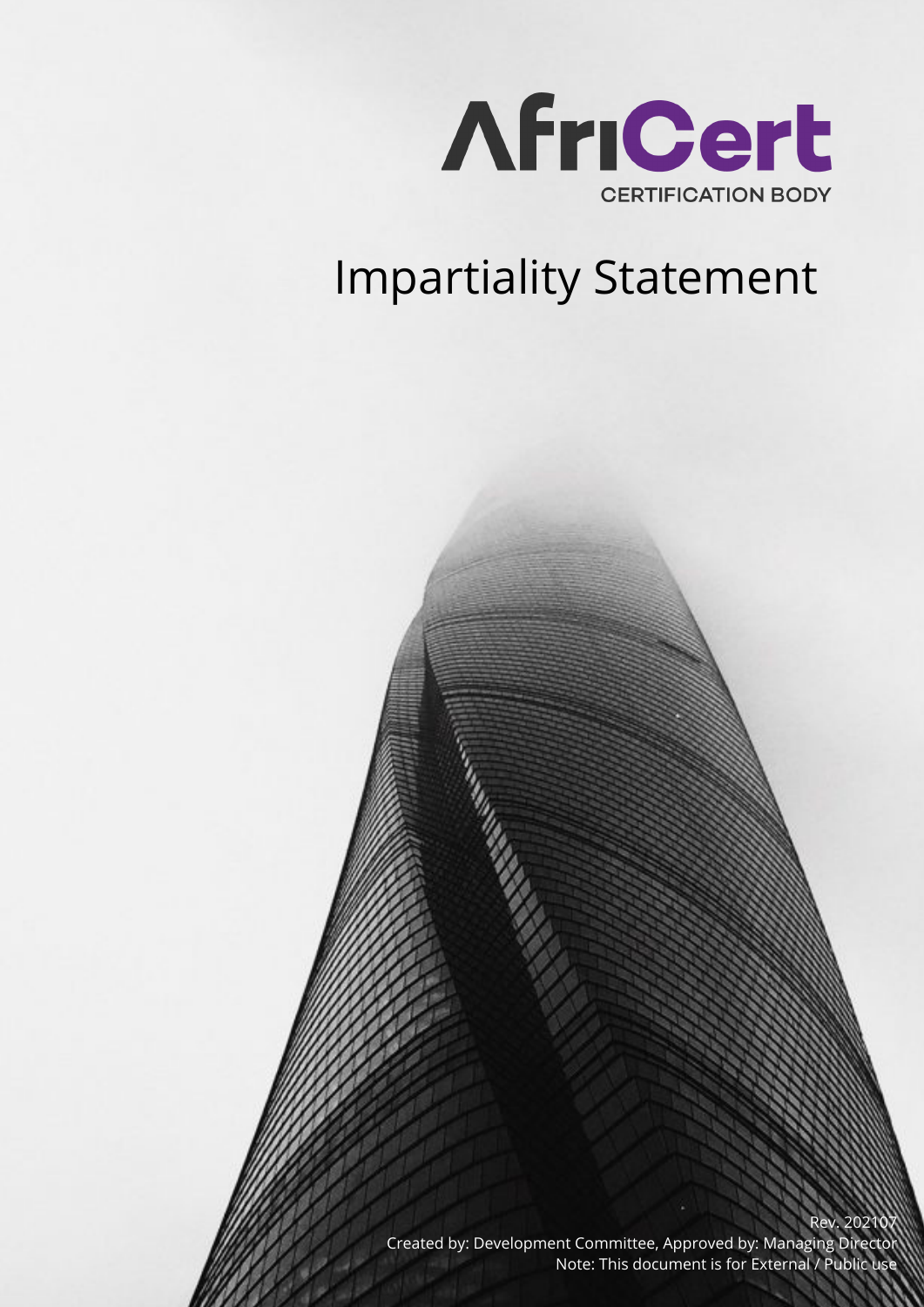AfriCert

CERTIFICATION BODY

# Impartiality Statement

Rev. 202107

Created by: Development Committee, Approved by: Managing Director

Note: This document is for External / Public use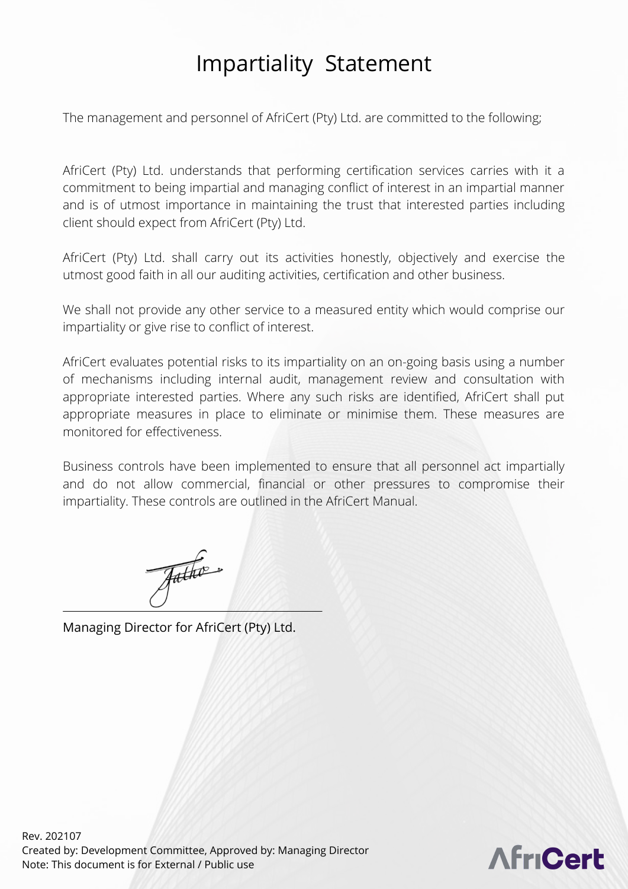# Impartiality Statement

The management and personnel of AfriCert (Pty) Ltd. are committed to the following;

AfriCert (Pty) Ltd. understands that performing certification services carries with it a commitment to being impartial and managing conflict of interest in an impartial manner and is of utmost importance in maintaining the trust that interested parties including client should expect from AfriCert (Pty) Ltd.

AfriCert (Pty) Ltd. shall carry out its activities honestly, objectively and exercise the utmost good faith in all our auditing activities, certification and other business.

We shall not provide any other service to a measured entity which would comprise our impartiality or give rise to conflict of interest.

AfriCert evaluates potential risks to its impartiality on an on-going basis using a number of mechanisms including internal audit, management review and consultation with appropriate interested parties. Where any such risks are identified, AfriCert shall put appropriate measures in place to eliminate or minimise them. These measures are monitored for effectiveness.

Business controls have been implemented to ensure that all personnel act impartially and do not allow commercial, financial or other pressures to compromise their impartiality. These controls are outlined in the AfriCert Manual.

Managing Director for AfriCert (Pty) Ltd.

Rev. 202107
Created by: Development Committee, Approved by: Managing Director
Note: This document is for External / Public use

AfriCert